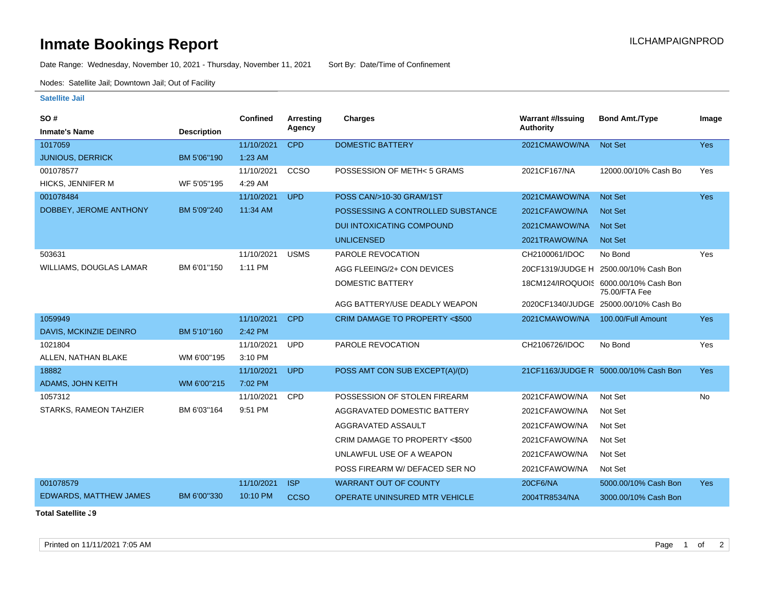# Inmate Bookings Report

ILCHAMPAIGNPROD

Date Range: Wednesday, November 10, 2021 - Thursday, November 11, 2021 Sort By: Date/Time of Confinement

Nodes: Satellite Jail; Downtown Jail; Out of Facility

**Satellite Jail**

| SO # / Inmate's Name | Description | Confined | Arresting Agency | Charges | Warrant #/Issuing Authority | Bond Amt./Type | Image |
|---|---|---|---|---|---|---|---|
| 1017059 JUNIOUS, DERRICK | BM 5'06"190 | 11/10/2021 1:23 AM | CPD | DOMESTIC BATTERY | 2021CMAWOW/NA | Not Set | Yes |
| 001078577 HICKS, JENNIFER M | WF 5'05"195 | 11/10/2021 4:29 AM | CCSO | POSSESSION OF METH< 5 GRAMS | 2021CF167/NA | 12000.00/10% Cash Bo | Yes |
| 001078484 DOBBEY, JEROME ANTHONY | BM 5'09"240 | 11/10/2021 11:34 AM | UPD | POSS CAN/>10-30 GRAM/1ST | 2021CMAWOW/NA | Not Set | Yes |
| | | | | POSSESSING A CONTROLLED SUBSTANCE | 2021CFAWOW/NA | Not Set | |
| | | | | DUI INTOXICATING COMPOUND | 2021CMAWOW/NA | Not Set | |
| | | | | UNLICENSED | 2021TRAWOW/NA | Not Set | |
| 503631 WILLIAMS, DOUGLAS LAMAR | BM 6'01"150 | 11/10/2021 1:11 PM | USMS | PAROLE REVOCATION | CH2100061/IDOC | No Bond | Yes |
| | | | | AGG FLEEING/2+ CON DEVICES | 20CF1319/JUDGE H | 2500.00/10% Cash Bon | |
| | | | | DOMESTIC BATTERY | 18CM124/IROQUOIS | 6000.00/10% Cash Bon 75.00/FTA Fee | |
| | | | | AGG BATTERY/USE DEADLY WEAPON | 2020CF1340/JUDGE | 25000.00/10% Cash Bo | |
| 1059949 DAVIS, MCKINZIE DEINRO | BM 5'10"160 | 11/10/2021 2:42 PM | CPD | CRIM DAMAGE TO PROPERTY <$500 | 2021CMAWOW/NA | 100.00/Full Amount | Yes |
| 1021804 ALLEN, NATHAN BLAKE | WM 6'00"195 | 11/10/2021 3:10 PM | UPD | PAROLE REVOCATION | CH2106726/IDOC | No Bond | Yes |
| 18882 ADAMS, JOHN KEITH | WM 6'00"215 | 11/10/2021 7:02 PM | UPD | POSS AMT CON SUB EXCEPT(A)/(D) | 21CF1163/JUDGE R | 5000.00/10% Cash Bon | Yes |
| 1057312 STARKS, RAMEON TAHZIER | BM 6'03"164 | 11/10/2021 9:51 PM | CPD | POSSESSION OF STOLEN FIREARM | 2021CFAWOW/NA | Not Set | No |
| | | | | AGGRAVATED DOMESTIC BATTERY | 2021CFAWOW/NA | Not Set | |
| | | | | AGGRAVATED ASSAULT | 2021CFAWOW/NA | Not Set | |
| | | | | CRIM DAMAGE TO PROPERTY <$500 | 2021CFAWOW/NA | Not Set | |
| | | | | UNLAWFUL USE OF A WEAPON | 2021CFAWOW/NA | Not Set | |
| | | | | POSS FIREARM W/ DEFACED SER NO | 2021CFAWOW/NA | Not Set | |
| 001078579 EDWARDS, MATTHEW JAMES | BM 6'00"330 | 11/10/2021 10:10 PM | ISP | WARRANT OUT OF COUNTY | 20CF6/NA | 5000.00/10% Cash Bon | Yes |
| | | | CCSO | OPERATE UNINSURED MTR VEHICLE | 2004TR8534/NA | 3000.00/10% Cash Bon | |

**Total Satellite :9**

Printed on 11/11/2021 7:05 AM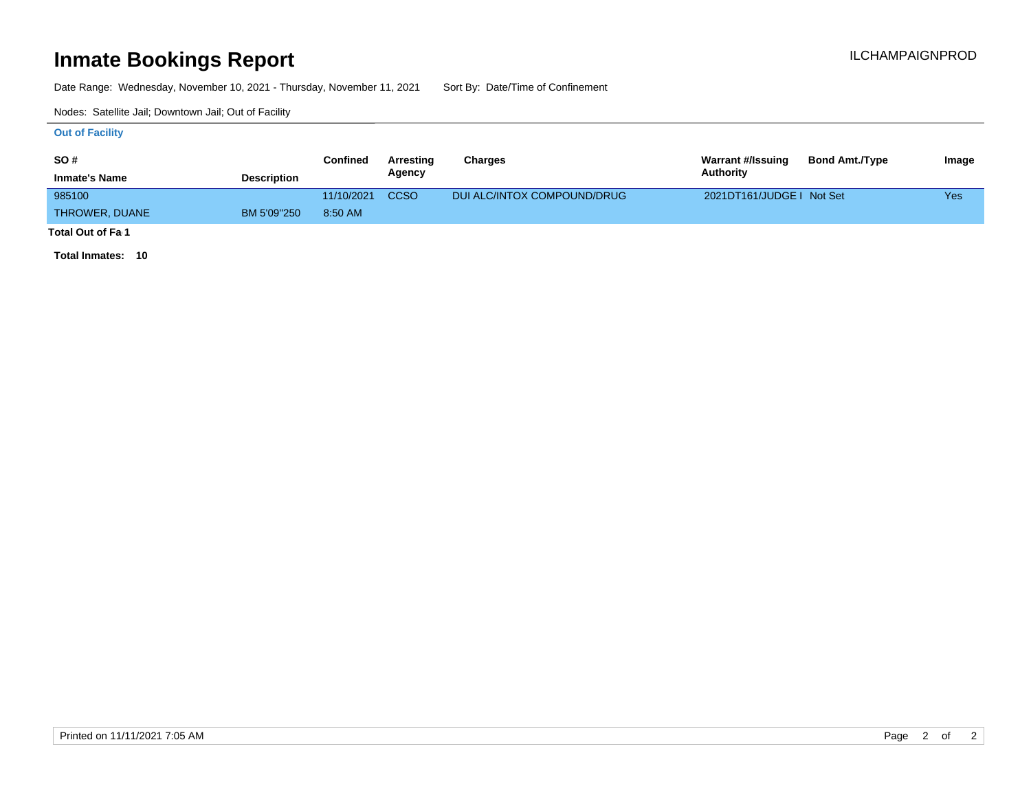# Inmate Bookings Report

ILCHAMPAIGNPROD

Date Range: Wednesday, November 10, 2021 - Thursday, November 11, 2021    Sort By: Date/Time of Confinement

Nodes: Satellite Jail; Downtown Jail; Out of Facility

**Out of Facility**

| SO # / Inmate's Name | Description | Confined | Arresting Agency | Charges | Warrant #/Issuing Authority | Bond Amt./Type | Image |
|---|---|---|---|---|---|---|---|
| 985100 THROWER, DUANE | BM 5'09"250 | 11/10/2021 8:50 AM | CCSO | DUI ALC/INTOX COMPOUND/DRUG | 2021DT161/JUDGE I | Not Set | Yes |

**Total Out of Fa 1**

**Total Inmates: 10**

Printed on 11/11/2021 7:05 AM